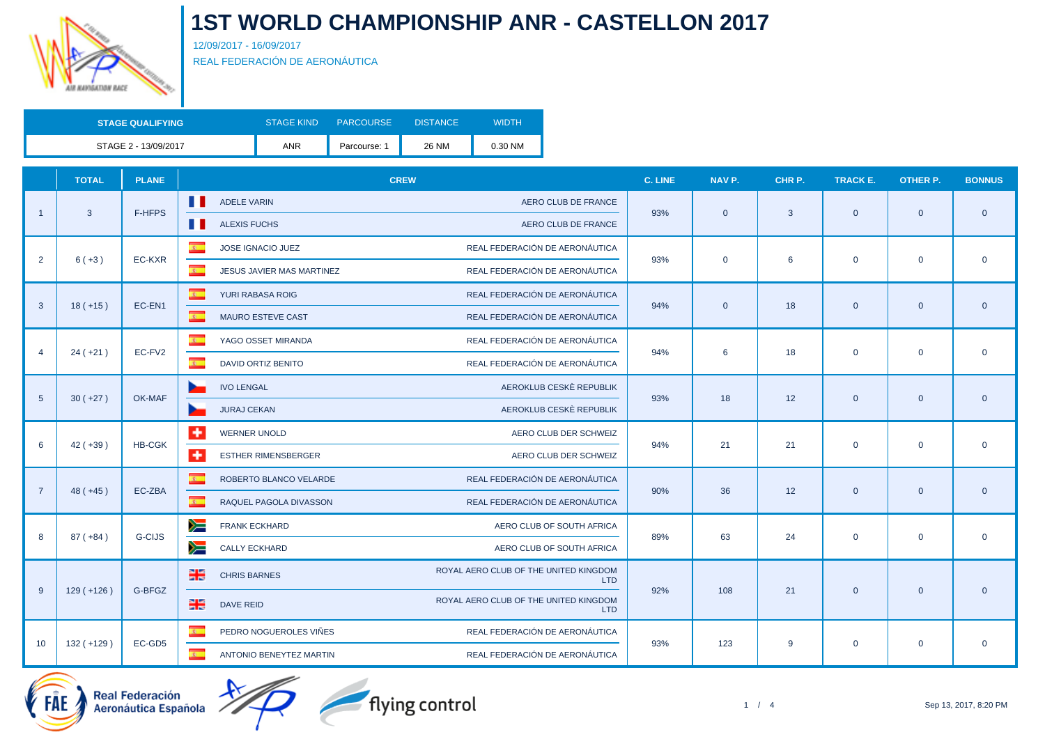# 1ST WORLD CHAMPIONSHIP ANR - CASTELLON 2017

12/09/2017 - 16/09/2017

REAL FEDERACIÓN DE AERONÁUTICA

| STAGE QUALIFYING | STAGE KIND | PARCOURSE | DISTANCE | WIDTH |
|---|---|---|---|---|
| STAGE 2 - 13/09/2017 | ANR | Parcourse: 1 | 26 NM | 0.30 NM |

| | TOTAL | PLANE | CREW | | C. LINE | NAV P. | CHR P. | TRACK E. | OTHER P. | BONNUS |
|---|---|---|---|---|---|---|---|---|---|---|
| 1 | 3 | F-HFPS | ADELE VARIN | AERO CLUB DE FRANCE | 93% | 0 | 3 | 0 | 0 | 0 |
| | | | ALEXIS FUCHS | AERO CLUB DE FRANCE | | | | | | |
| 2 | 6 ( +3 ) | EC-KXR | JOSE IGNACIO JUEZ | REAL FEDERACIÓN DE AERONÁUTICA | 93% | 0 | 6 | 0 | 0 | 0 |
| | | | JESUS JAVIER MAS MARTINEZ | REAL FEDERACIÓN DE AERONÁUTICA | | | | | | |
| 3 | 18 ( +15 ) | EC-EN1 | YURI RABASA ROIG | REAL FEDERACIÓN DE AERONÁUTICA | 94% | 0 | 18 | 0 | 0 | 0 |
| | | | MAURO ESTEVE CAST | REAL FEDERACIÓN DE AERONÁUTICA | | | | | | |
| 4 | 24 ( +21 ) | EC-FV2 | YAGO OSSET MIRANDA | REAL FEDERACIÓN DE AERONÁUTICA | 94% | 6 | 18 | 0 | 0 | 0 |
| | | | DAVID ORTIZ BENITO | REAL FEDERACIÓN DE AERONÁUTICA | | | | | | |
| 5 | 30 ( +27 ) | OK-MAF | IVO LENGAL | AEROKLUB CESKÉ REPUBLIK | 93% | 18 | 12 | 0 | 0 | 0 |
| | | | JURAJ CEKAN | AEROKLUB CESKÉ REPUBLIK | | | | | | |
| 6 | 42 ( +39 ) | HB-CGK | WERNER UNOLD | AERO CLUB DER SCHWEIZ | 94% | 21 | 21 | 0 | 0 | 0 |
| | | | ESTHER RIMENSBERGER | AERO CLUB DER SCHWEIZ | | | | | | |
| 7 | 48 ( +45 ) | EC-ZBA | ROBERTO BLANCO VELARDE | REAL FEDERACIÓN DE AERONÁUTICA | 90% | 36 | 12 | 0 | 0 | 0 |
| | | | RAQUEL PAGOLA DIVASSON | REAL FEDERACIÓN DE AERONÁUTICA | | | | | | |
| 8 | 87 ( +84 ) | G-CIJS | FRANK ECKHARD | AERO CLUB OF SOUTH AFRICA | 89% | 63 | 24 | 0 | 0 | 0 |
| | | | CALLY ECKHARD | AERO CLUB OF SOUTH AFRICA | | | | | | |
| 9 | 129 ( +126 ) | G-BFGZ | CHRIS BARNES | ROYAL AERO CLUB OF THE UNITED KINGDOM LTD | 92% | 108 | 21 | 0 | 0 | 0 |
| | | | DAVE REID | ROYAL AERO CLUB OF THE UNITED KINGDOM LTD | | | | | | |
| 10 | 132 ( +129 ) | EC-GD5 | PEDRO NOGUEROLES VIÑES | REAL FEDERACIÓN DE AERONÁUTICA | 93% | 123 | 9 | 0 | 0 | 0 |
| | | | ANTONIO BENEYTEZ MARTIN | REAL FEDERACIÓN DE AERONÁUTICA | | | | | | |

Real Federación Aeronáutica Española

flying control

Sep 13, 2017, 8:20 PM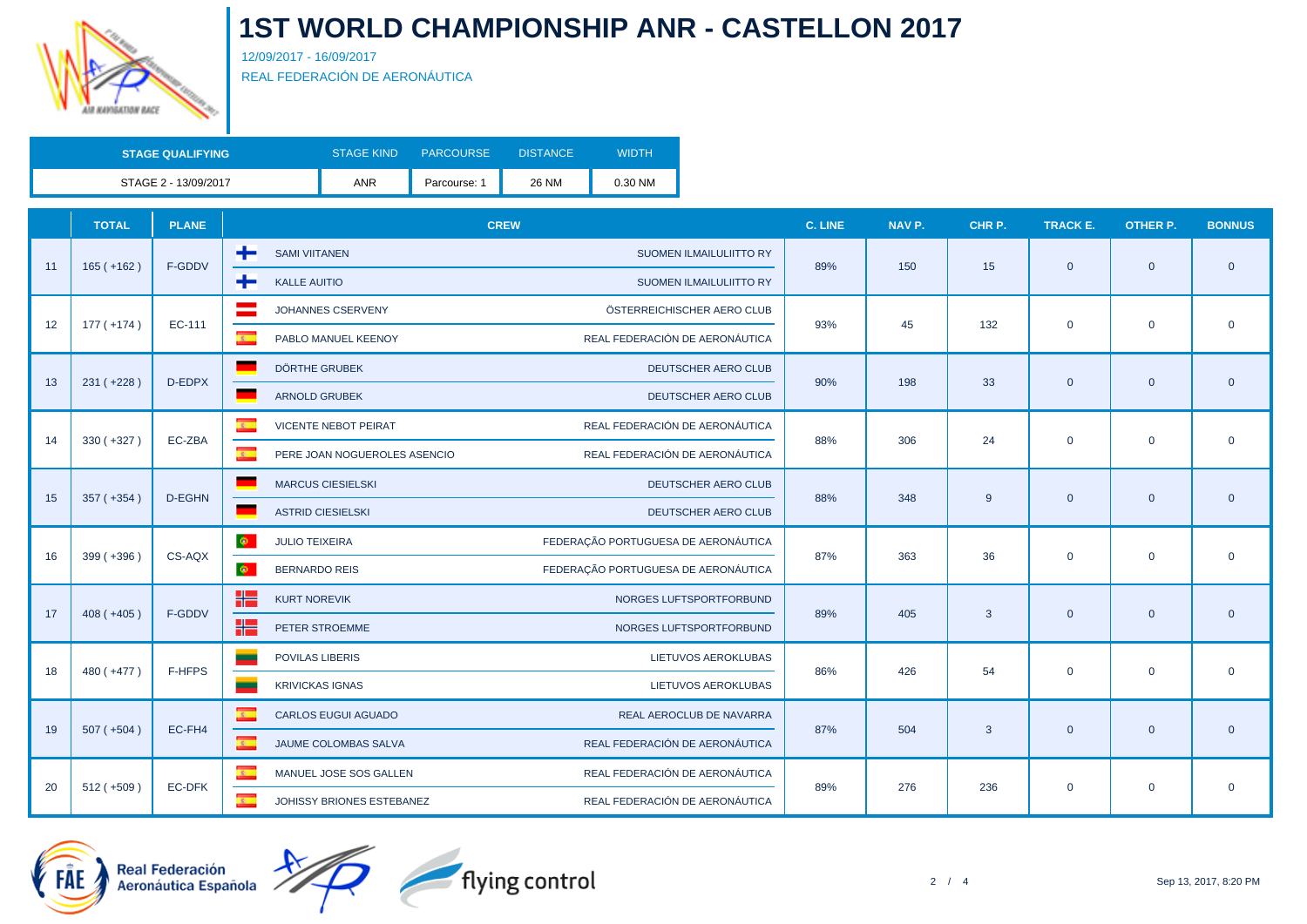# 1ST WORLD CHAMPIONSHIP ANR - CASTELLON 2017

12/09/2017 - 16/09/2017

REAL FEDERACIÓN DE AERONÁUTICA

| STAGE QUALIFYING | STAGE KIND | PARCOURSE | DISTANCE | WIDTH |
|---|---|---|---|---|
| STAGE 2 - 13/09/2017 | ANR | Parcourse: 1 | 26 NM | 0.30 NM |

| | TOTAL | PLANE | CREW | | C. LINE | NAV P. | CHR P. | TRACK E. | OTHER P. | BONNUS |
|---|---|---|---|---|---|---|---|---|---|---|
| 11 | 165 ( +162 ) | F-GDDV | SAMI VIITANEN | SUOMEN ILMAILULIITTO RY | 89% | 150 | 15 | 0 | 0 | 0 |
| | | | KALLE AUITIO | SUOMEN ILMAILULIITTO RY | | | | | | |
| 12 | 177 ( +174 ) | EC-111 | JOHANNES CSERVENY | ÖSTERREICHISCHER AERO CLUB | 93% | 45 | 132 | 0 | 0 | 0 |
| | | | PABLO MANUEL KEENOY | REAL FEDERACIÓN DE AERONÁUTICA | | | | | | |
| 13 | 231 ( +228 ) | D-EDPX | DÖRTHE GRUBEK | DEUTSCHER AERO CLUB | 90% | 198 | 33 | 0 | 0 | 0 |
| | | | ARNOLD GRUBEK | DEUTSCHER AERO CLUB | | | | | | |
| 14 | 330 ( +327 ) | EC-ZBA | VICENTE NEBOT PEIRAT | REAL FEDERACIÓN DE AERONÁUTICA | 88% | 306 | 24 | 0 | 0 | 0 |
| | | | PERE JOAN NOGUEROLES ASENCIO | REAL FEDERACIÓN DE AERONÁUTICA | | | | | | |
| 15 | 357 ( +354 ) | D-EGHN | MARCUS CIESIELSKI | DEUTSCHER AERO CLUB | 88% | 348 | 9 | 0 | 0 | 0 |
| | | | ASTRID CIESIELSKI | DEUTSCHER AERO CLUB | | | | | | |
| 16 | 399 ( +396 ) | CS-AQX | JULIO TEIXEIRA | FEDERAÇÃO PORTUGUESA DE AERONÁUTICA | 87% | 363 | 36 | 0 | 0 | 0 |
| | | | BERNARDO REIS | FEDERAÇÃO PORTUGUESA DE AERONÁUTICA | | | | | | |
| 17 | 408 ( +405 ) | F-GDDV | KURT NOREVIK | NORGES LUFTSPORTFORBUND | 89% | 405 | 3 | 0 | 0 | 0 |
| | | | PETER STROEMME | NORGES LUFTSPORTFORBUND | | | | | | |
| 18 | 480 ( +477 ) | F-HFPS | POVILAS LIBERIS | LIETUVOS AEROKLUBAS | 86% | 426 | 54 | 0 | 0 | 0 |
| | | | KRIVICKAS IGNAS | LIETUVOS AEROKLUBAS | | | | | | |
| 19 | 507 ( +504 ) | EC-FH4 | CARLOS EUGUI AGUADO | REAL AEROCLUB DE NAVARRA | 87% | 504 | 3 | 0 | 0 | 0 |
| | | | JAUME COLOMBAS SALVA | REAL FEDERACIÓN DE AERONÁUTICA | | | | | | |
| 20 | 512 ( +509 ) | EC-DFK | MANUEL JOSE SOS GALLEN | REAL FEDERACIÓN DE AERONÁUTICA | 89% | 276 | 236 | 0 | 0 | 0 |
| | | | JOHISSY BRIONES ESTEBANEZ | REAL FEDERACIÓN DE AERONÁUTICA | | | | | | |

Real Federación Aeronáutica Española

flying control

Sep 13, 2017, 8:20 PM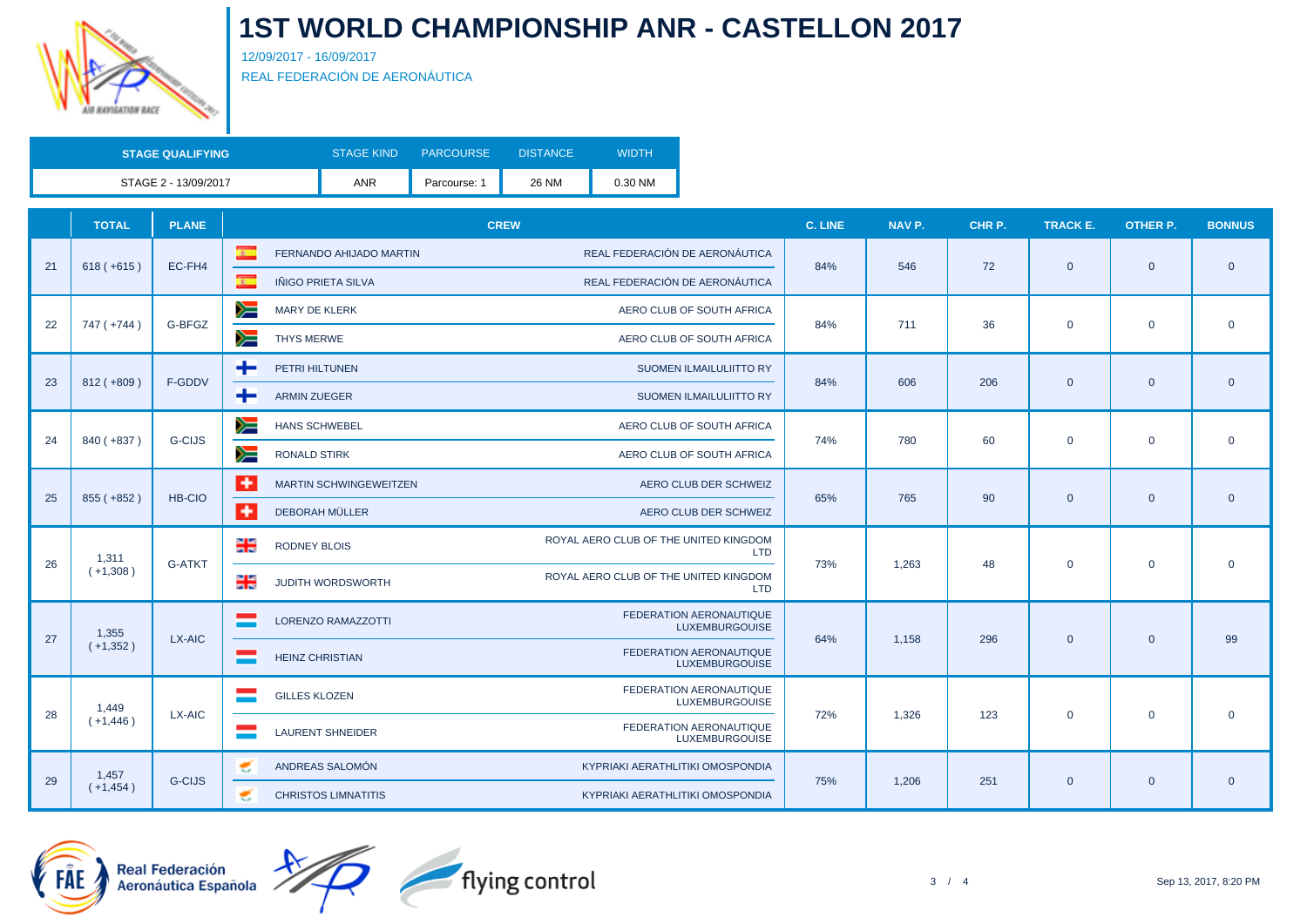# 1ST WORLD CHAMPIONSHIP ANR - CASTELLON 2017

12/09/2017 - 16/09/2017

REAL FEDERACIÓN DE AERONÁUTICA

| STAGE QUALIFYING | STAGE KIND | PARCOURSE | DISTANCE | WIDTH |
|---|---|---|---|---|
| STAGE 2 - 13/09/2017 | ANR | Parcourse: 1 | 26 NM | 0.30 NM |

| | TOTAL | PLANE | CREW | | C. LINE | NAV P. | CHR P. | TRACK E. | OTHER P. | BONNUS |
|---|---|---|---|---|---|---|---|---|---|---|
| 21 | 618 ( +615 ) | EC-FH4 | FERNANDO AHIJADO MARTIN | REAL FEDERACIÓN DE AERONÁUTICA | 84% | 546 | 72 | 0 | 0 | 0 |
| | | | IÑIGO PRIETA SILVA | REAL FEDERACIÓN DE AERONÁUTICA | | | | | | |
| 22 | 747 ( +744 ) | G-BFGZ | MARY DE KLERK | AERO CLUB OF SOUTH AFRICA | 84% | 711 | 36 | 0 | 0 | 0 |
| | | | THYS MERWE | AERO CLUB OF SOUTH AFRICA | | | | | | |
| 23 | 812 ( +809 ) | F-GDDV | PETRI HILTUNEN | SUOMEN ILMAILULIITTO RY | 84% | 606 | 206 | 0 | 0 | 0 |
| | | | ARMIN ZUEGER | SUOMEN ILMAILULIITTO RY | | | | | | |
| 24 | 840 ( +837 ) | G-CIJS | HANS SCHWEBEL | AERO CLUB OF SOUTH AFRICA | 74% | 780 | 60 | 0 | 0 | 0 |
| | | | RONALD STIRK | AERO CLUB OF SOUTH AFRICA | | | | | | |
| 25 | 855 ( +852 ) | HB-CIO | MARTIN SCHWINGEWEITZEN | AERO CLUB DER SCHWEIZ | 65% | 765 | 90 | 0 | 0 | 0 |
| | | | DEBORAH MÜLLER | AERO CLUB DER SCHWEIZ | | | | | | |
| 26 | 1,311 ( +1,308 ) | G-ATKT | RODNEY BLOIS | ROYAL AERO CLUB OF THE UNITED KINGDOM LTD | 73% | 1,263 | 48 | 0 | 0 | 0 |
| | | | JUDITH WORDSWORTH | ROYAL AERO CLUB OF THE UNITED KINGDOM LTD | | | | | | |
| 27 | 1,355 ( +1,352 ) | LX-AIC | LORENZO RAMAZZOTTI | FEDERATION AERONAUTIQUE LUXEMBURGOUISE | 64% | 1,158 | 296 | 0 | 0 | 99 |
| | | | HEINZ CHRISTIAN | FEDERATION AERONAUTIQUE LUXEMBURGOUISE | | | | | | |
| 28 | 1,449 ( +1,446 ) | LX-AIC | GILLES KLOZEN | FEDERATION AERONAUTIQUE LUXEMBURGOUISE | 72% | 1,326 | 123 | 0 | 0 | 0 |
| | | | LAURENT SHNEIDER | FEDERATION AERONAUTIQUE LUXEMBURGOUISE | | | | | | |
| 29 | 1,457 ( +1,454 ) | G-CIJS | ANDREAS SALOMÓN | KYPRIAKI AERATHLITIKI OMOSPONDIA | 75% | 1,206 | 251 | 0 | 0 | 0 |
| | | | CHRISTOS LIMNATITIS | KYPRIAKI AERATHLITIKI OMOSPONDIA | | | | | | |

Sep 13, 2017, 8:20 PM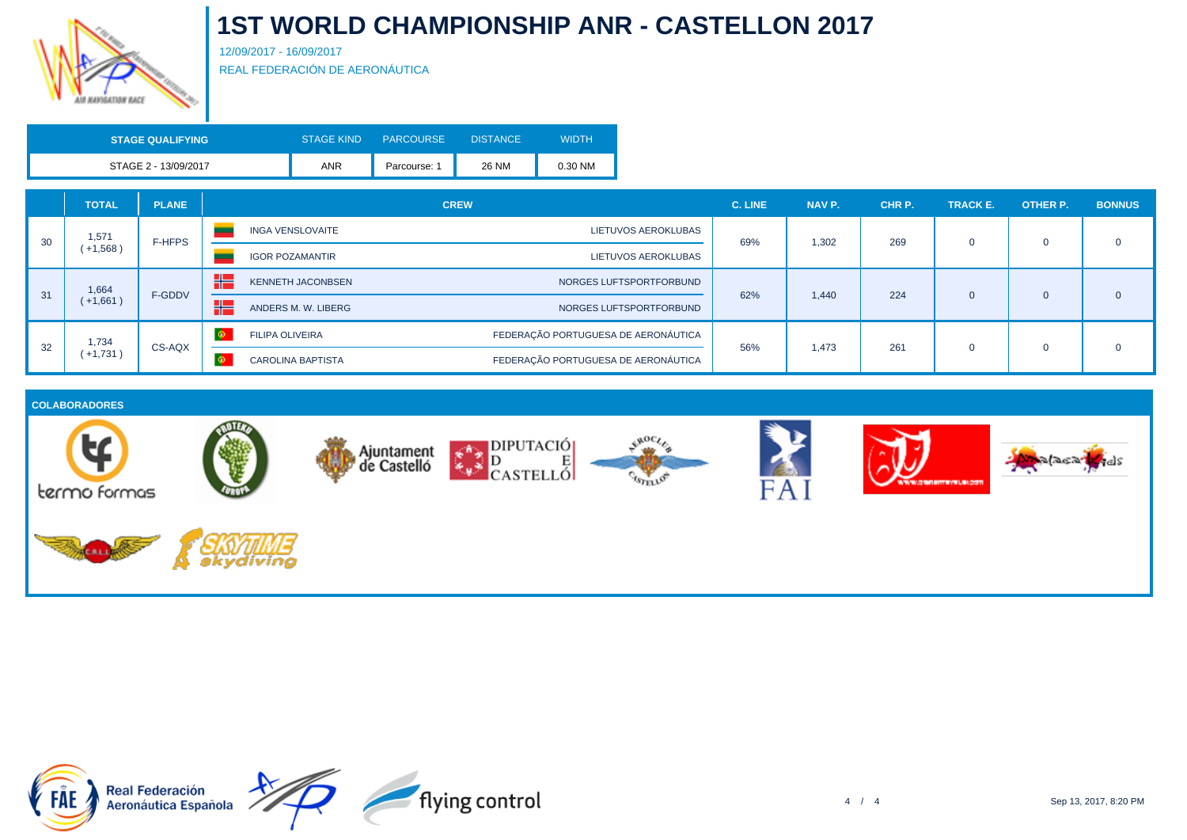# 1ST WORLD CHAMPIONSHIP ANR - CASTELLON 2017

12/09/2017 - 16/09/2017

REAL FEDERACIÓN DE AERONÁUTICA

| STAGE QUALIFYING | STAGE KIND | PARCOURSE | DISTANCE | WIDTH |
|---|---|---|---|---|
| STAGE 2 - 13/09/2017 | ANR | Parcourse: 1 | 26 NM | 0.30 NM |

| | TOTAL | PLANE | CREW | | C. LINE | NAV P. | CHR P. | TRACK E. | OTHER P. | BONNUS |
|---|---|---|---|---|---|---|---|---|---|---|
| 30 | 1,571 ( +1,568 ) | F-HFPS | INGA VENSLOVAITE | LIETUVOS AEROKLUBAS | 69% | 1,302 | 269 | 0 | 0 | 0 |
| | | | IGOR POZAMANTIR | LIETUVOS AEROKLUBAS | | | | | | |
| 31 | 1,664 ( +1,661 ) | F-GDDV | KENNETH JACONBSEN | NORGES LUFTSPORTFORBUND | 62% | 1,440 | 224 | 0 | 0 | 0 |
| | | | ANDERS M. W. LIBERG | NORGES LUFTSPORTFORBUND | | | | | | |
| 32 | 1,734 ( +1,731 ) | CS-AQX | FILIPA OLIVEIRA | FEDERAÇÃO PORTUGUESA DE AERONÁUTICA | 56% | 1,473 | 261 | 0 | 0 | 0 |
| | | | CAROLINA BAPTISTA | FEDERAÇÃO PORTUGUESA DE AERONÁUTICA | | | | | | |

## COLABORADORES

Sep 13, 2017, 8:20 PM